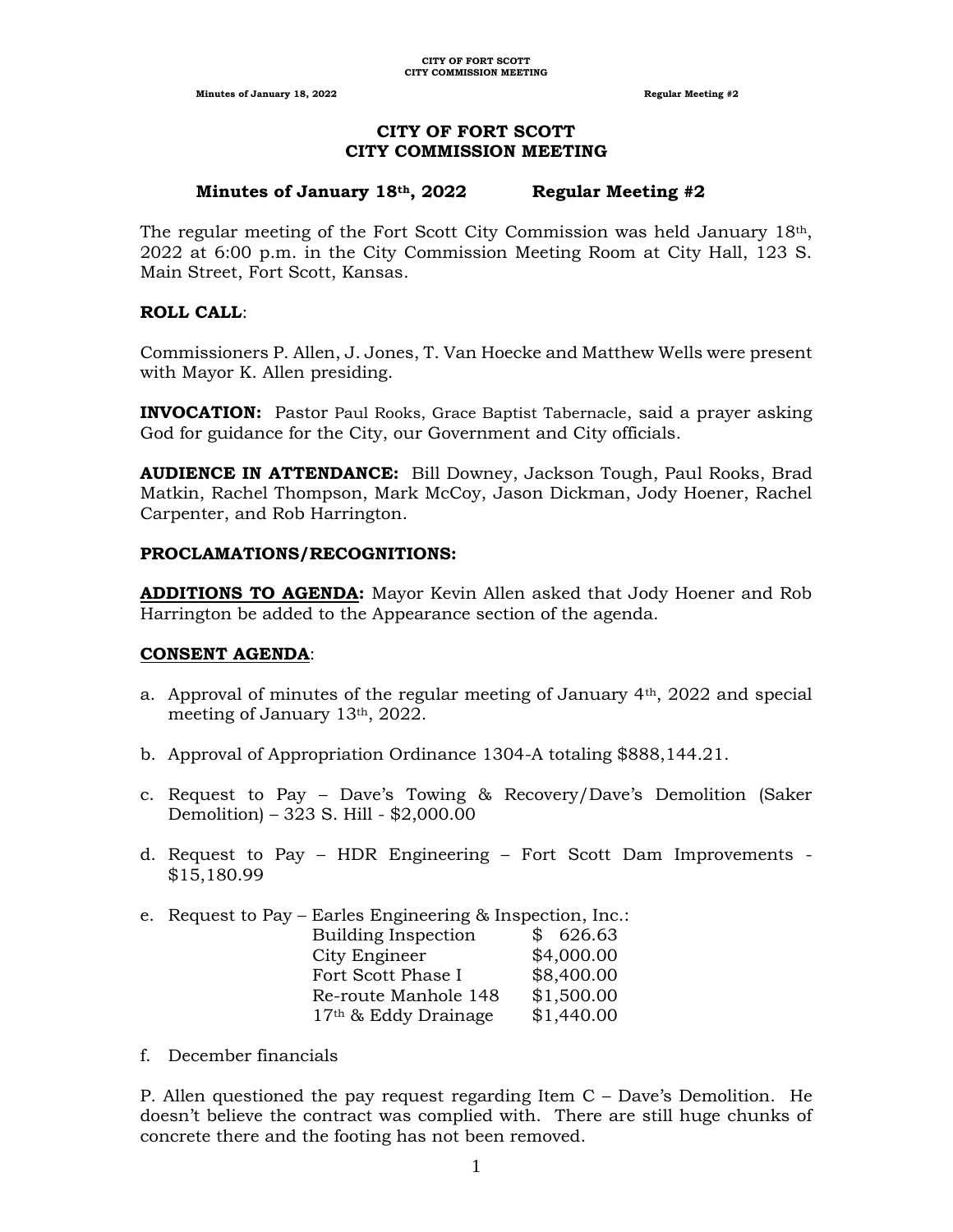# CITY OF FORT SCOTT
# CITY COMMISSION MEETING

## Minutes of January 18th, 2022 Regular Meeting #2

The regular meeting of the Fort Scott City Commission was held January 18th, 2022 at 6:00 p.m. in the City Commission Meeting Room at City Hall, 123 S. Main Street, Fort Scott, Kansas.

**ROLL CALL**:

Commissioners P. Allen, J. Jones, T. Van Hoecke and Matthew Wells were present with Mayor K. Allen presiding.

**INVOCATION:** Pastor Paul Rooks, Grace Baptist Tabernacle, said a prayer asking God for guidance for the City, our Government and City officials.

**AUDIENCE IN ATTENDANCE:** Bill Downey, Jackson Tough, Paul Rooks, Brad Matkin, Rachel Thompson, Mark McCoy, Jason Dickman, Jody Hoener, Rachel Carpenter, and Rob Harrington.

**PROCLAMATIONS/RECOGNITIONS:**

**ADDITIONS TO AGENDA:** Mayor Kevin Allen asked that Jody Hoener and Rob Harrington be added to the Appearance section of the agenda.

**CONSENT AGENDA**:

a. Approval of minutes of the regular meeting of January 4th, 2022 and special meeting of January 13th, 2022.

b. Approval of Appropriation Ordinance 1304-A totaling $888,144.21.

c. Request to Pay – Dave's Towing & Recovery/Dave's Demolition (Saker Demolition) – 323 S. Hill - $2,000.00

d. Request to Pay – HDR Engineering – Fort Scott Dam Improvements - $15,180.99

e. Request to Pay – Earles Engineering & Inspection, Inc.:

| | |
|---|---|
| Building Inspection | $ 626.63 |
| City Engineer | $4,000.00 |
| Fort Scott Phase I | $8,400.00 |
| Re-route Manhole 148 | $1,500.00 |
| 17th & Eddy Drainage | $1,440.00 |

f. December financials

P. Allen questioned the pay request regarding Item C – Dave's Demolition. He doesn't believe the contract was complied with. There are still huge chunks of concrete there and the footing has not been removed.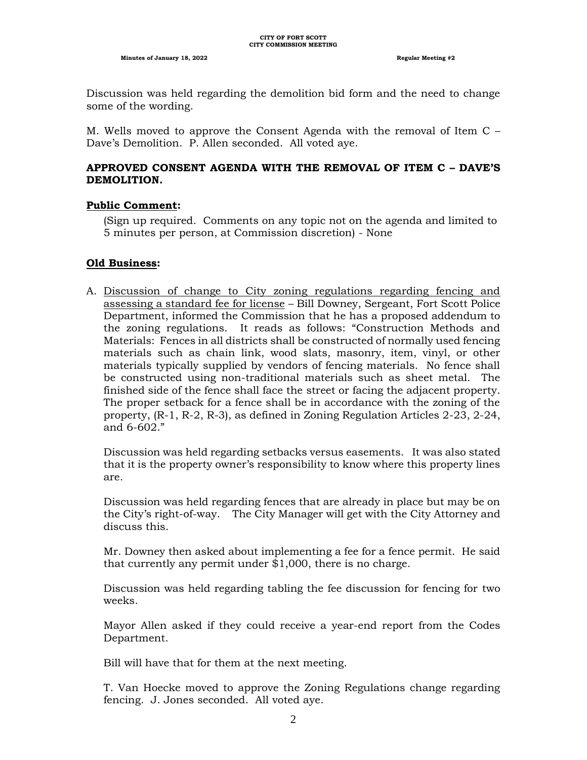Discussion was held regarding the demolition bid form and the need to change some of the wording.

M. Wells moved to approve the Consent Agenda with the removal of Item C – Dave's Demolition. P. Allen seconded. All voted aye.

**APPROVED CONSENT AGENDA WITH THE REMOVAL OF ITEM C – DAVE'S DEMOLITION.**

**Public Comment:**

(Sign up required. Comments on any topic not on the agenda and limited to 5 minutes per person, at Commission discretion) - None

**Old Business:**

A. Discussion of change to City zoning regulations regarding fencing and assessing a standard fee for license – Bill Downey, Sergeant, Fort Scott Police Department, informed the Commission that he has a proposed addendum to the zoning regulations. It reads as follows: "Construction Methods and Materials: Fences in all districts shall be constructed of normally used fencing materials such as chain link, wood slats, masonry, item, vinyl, or other materials typically supplied by vendors of fencing materials. No fence shall be constructed using non-traditional materials such as sheet metal. The finished side of the fence shall face the street or facing the adjacent property. The proper setback for a fence shall be in accordance with the zoning of the property, (R-1, R-2, R-3), as defined in Zoning Regulation Articles 2-23, 2-24, and 6-602."

   Discussion was held regarding setbacks versus easements. It was also stated that it is the property owner's responsibility to know where this property lines are.

   Discussion was held regarding fences that are already in place but may be on the City's right-of-way. The City Manager will get with the City Attorney and discuss this.

   Mr. Downey then asked about implementing a fee for a fence permit. He said that currently any permit under $1,000, there is no charge.

   Discussion was held regarding tabling the fee discussion for fencing for two weeks.

   Mayor Allen asked if they could receive a year-end report from the Codes Department.

   Bill will have that for them at the next meeting.

   T. Van Hoecke moved to approve the Zoning Regulations change regarding fencing. J. Jones seconded. All voted aye.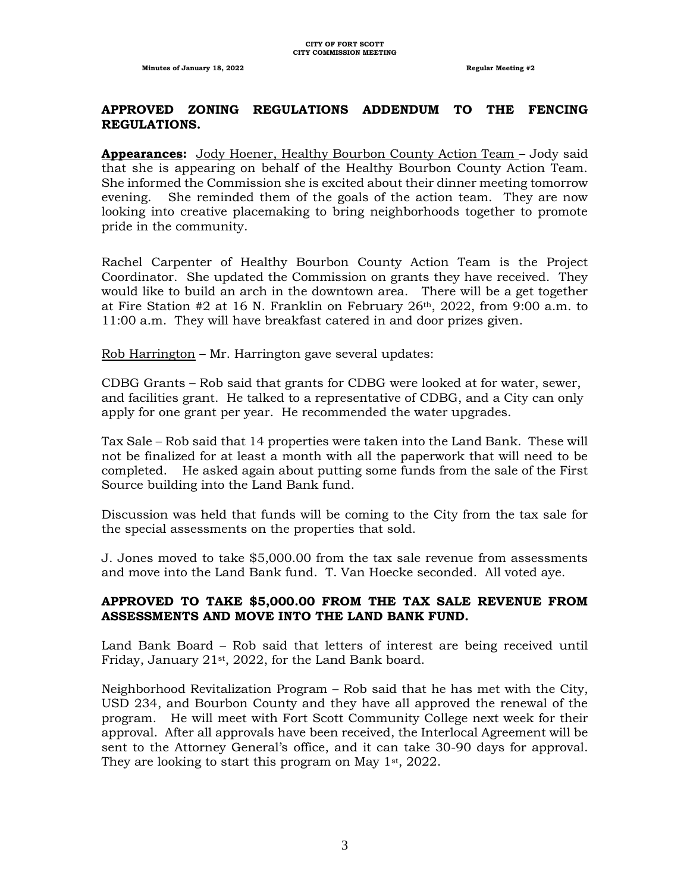**APPROVED ZONING REGULATIONS ADDENDUM TO THE FENCING REGULATIONS.**

**Appearances:** Jody Hoener, Healthy Bourbon County Action Team – Jody said that she is appearing on behalf of the Healthy Bourbon County Action Team. She informed the Commission she is excited about their dinner meeting tomorrow evening. She reminded them of the goals of the action team. They are now looking into creative placemaking to bring neighborhoods together to promote pride in the community.

Rachel Carpenter of Healthy Bourbon County Action Team is the Project Coordinator. She updated the Commission on grants they have received. They would like to build an arch in the downtown area. There will be a get together at Fire Station #2 at 16 N. Franklin on February 26th, 2022, from 9:00 a.m. to 11:00 a.m. They will have breakfast catered in and door prizes given.

Rob Harrington – Mr. Harrington gave several updates:

CDBG Grants – Rob said that grants for CDBG were looked at for water, sewer, and facilities grant. He talked to a representative of CDBG, and a City can only apply for one grant per year. He recommended the water upgrades.

Tax Sale – Rob said that 14 properties were taken into the Land Bank. These will not be finalized for at least a month with all the paperwork that will need to be completed. He asked again about putting some funds from the sale of the First Source building into the Land Bank fund.

Discussion was held that funds will be coming to the City from the tax sale for the special assessments on the properties that sold.

J. Jones moved to take $5,000.00 from the tax sale revenue from assessments and move into the Land Bank fund. T. Van Hoecke seconded. All voted aye.

**APPROVED TO TAKE $5,000.00 FROM THE TAX SALE REVENUE FROM ASSESSMENTS AND MOVE INTO THE LAND BANK FUND.**

Land Bank Board – Rob said that letters of interest are being received until Friday, January 21st, 2022, for the Land Bank board.

Neighborhood Revitalization Program – Rob said that he has met with the City, USD 234, and Bourbon County and they have all approved the renewal of the program. He will meet with Fort Scott Community College next week for their approval. After all approvals have been received, the Interlocal Agreement will be sent to the Attorney General's office, and it can take 30-90 days for approval. They are looking to start this program on May 1st, 2022.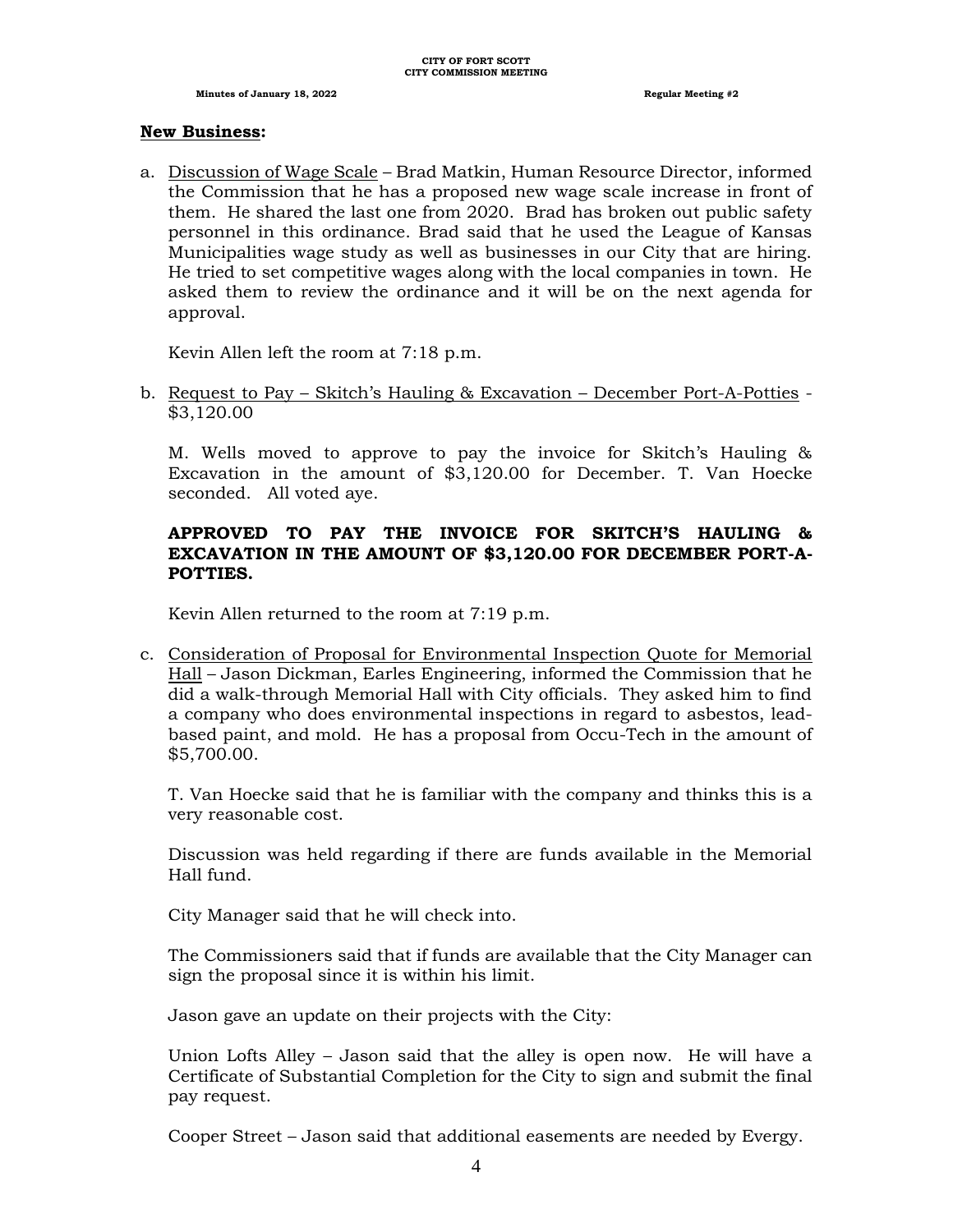## New Business:

a. Discussion of Wage Scale – Brad Matkin, Human Resource Director, informed the Commission that he has a proposed new wage scale increase in front of them. He shared the last one from 2020. Brad has broken out public safety personnel in this ordinance. Brad said that he used the League of Kansas Municipalities wage study as well as businesses in our City that are hiring. He tried to set competitive wages along with the local companies in town. He asked them to review the ordinance and it will be on the next agenda for approval.

   Kevin Allen left the room at 7:18 p.m.

b. Request to Pay – Skitch's Hauling & Excavation – December Port-A-Potties - $3,120.00

   M. Wells moved to approve to pay the invoice for Skitch's Hauling & Excavation in the amount of $3,120.00 for December. T. Van Hoecke seconded. All voted aye.

   **APPROVED TO PAY THE INVOICE FOR SKITCH'S HAULING & EXCAVATION IN THE AMOUNT OF $3,120.00 FOR DECEMBER PORT-A-POTTIES.**

   Kevin Allen returned to the room at 7:19 p.m.

c. Consideration of Proposal for Environmental Inspection Quote for Memorial Hall – Jason Dickman, Earles Engineering, informed the Commission that he did a walk-through Memorial Hall with City officials. They asked him to find a company who does environmental inspections in regard to asbestos, lead-based paint, and mold. He has a proposal from Occu-Tech in the amount of $5,700.00.

   T. Van Hoecke said that he is familiar with the company and thinks this is a very reasonable cost.

   Discussion was held regarding if there are funds available in the Memorial Hall fund.

   City Manager said that he will check into.

   The Commissioners said that if funds are available that the City Manager can sign the proposal since it is within his limit.

   Jason gave an update on their projects with the City:

   Union Lofts Alley – Jason said that the alley is open now. He will have a Certificate of Substantial Completion for the City to sign and submit the final pay request.

   Cooper Street – Jason said that additional easements are needed by Evergy.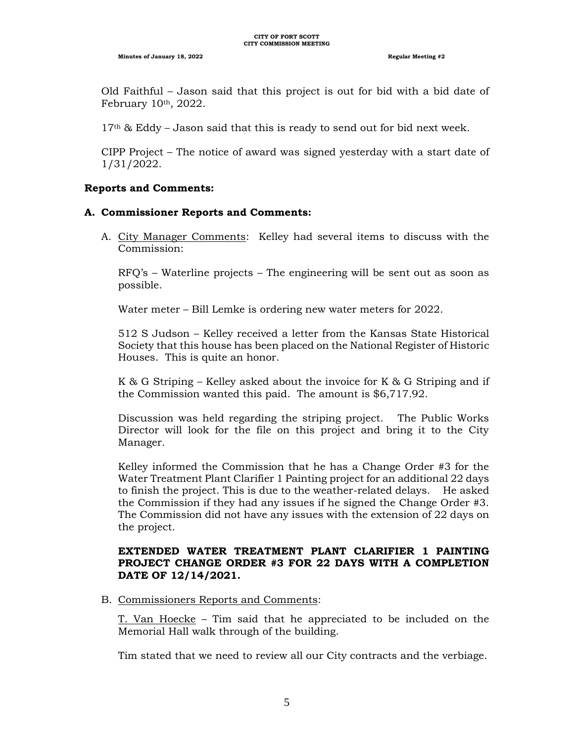Old Faithful – Jason said that this project is out for bid with a bid date of February 10th, 2022.

17th & Eddy – Jason said that this is ready to send out for bid next week.

CIPP Project – The notice of award was signed yesterday with a start date of 1/31/2022.

## Reports and Comments:

### A. Commissioner Reports and Comments:

A. City Manager Comments: Kelley had several items to discuss with the Commission:

RFQ's – Waterline projects – The engineering will be sent out as soon as possible.

Water meter – Bill Lemke is ordering new water meters for 2022.

512 S Judson – Kelley received a letter from the Kansas State Historical Society that this house has been placed on the National Register of Historic Houses. This is quite an honor.

K & G Striping – Kelley asked about the invoice for K & G Striping and if the Commission wanted this paid. The amount is $6,717.92.

Discussion was held regarding the striping project. The Public Works Director will look for the file on this project and bring it to the City Manager.

Kelley informed the Commission that he has a Change Order #3 for the Water Treatment Plant Clarifier 1 Painting project for an additional 22 days to finish the project. This is due to the weather-related delays. He asked the Commission if they had any issues if he signed the Change Order #3. The Commission did not have any issues with the extension of 22 days on the project.

**EXTENDED WATER TREATMENT PLANT CLARIFIER 1 PAINTING PROJECT CHANGE ORDER #3 FOR 22 DAYS WITH A COMPLETION DATE OF 12/14/2021.**

B. Commissioners Reports and Comments:

T. Van Hoecke – Tim said that he appreciated to be included on the Memorial Hall walk through of the building.

Tim stated that we need to review all our City contracts and the verbiage.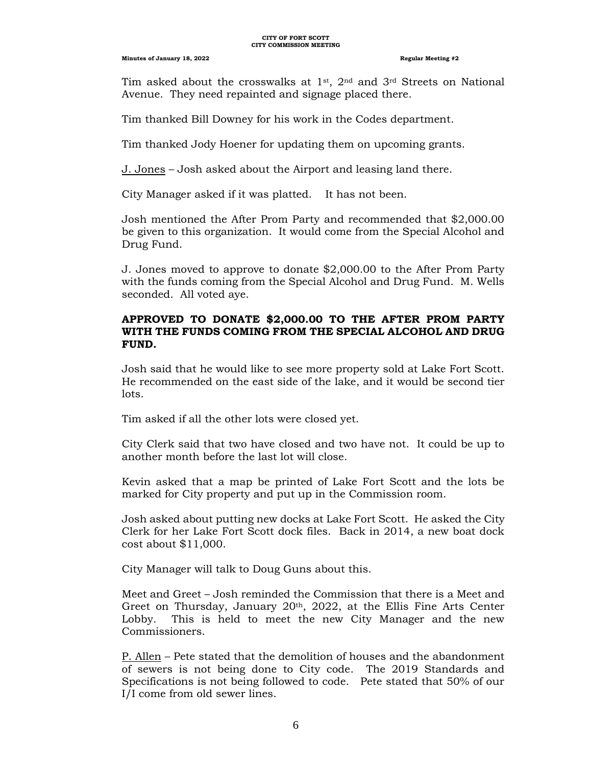Tim asked about the crosswalks at 1st, 2nd and 3rd Streets on National Avenue. They need repainted and signage placed there.

Tim thanked Bill Downey for his work in the Codes department.

Tim thanked Jody Hoener for updating them on upcoming grants.

J. Jones – Josh asked about the Airport and leasing land there.

City Manager asked if it was platted. It has not been.

Josh mentioned the After Prom Party and recommended that $2,000.00 be given to this organization. It would come from the Special Alcohol and Drug Fund.

J. Jones moved to approve to donate $2,000.00 to the After Prom Party with the funds coming from the Special Alcohol and Drug Fund. M. Wells seconded. All voted aye.

**APPROVED TO DONATE $2,000.00 TO THE AFTER PROM PARTY WITH THE FUNDS COMING FROM THE SPECIAL ALCOHOL AND DRUG FUND.**

Josh said that he would like to see more property sold at Lake Fort Scott. He recommended on the east side of the lake, and it would be second tier lots.

Tim asked if all the other lots were closed yet.

City Clerk said that two have closed and two have not. It could be up to another month before the last lot will close.

Kevin asked that a map be printed of Lake Fort Scott and the lots be marked for City property and put up in the Commission room.

Josh asked about putting new docks at Lake Fort Scott. He asked the City Clerk for her Lake Fort Scott dock files. Back in 2014, a new boat dock cost about $11,000.

City Manager will talk to Doug Guns about this.

Meet and Greet – Josh reminded the Commission that there is a Meet and Greet on Thursday, January 20th, 2022, at the Ellis Fine Arts Center Lobby. This is held to meet the new City Manager and the new Commissioners.

P. Allen – Pete stated that the demolition of houses and the abandonment of sewers is not being done to City code. The 2019 Standards and Specifications is not being followed to code. Pete stated that 50% of our I/I come from old sewer lines.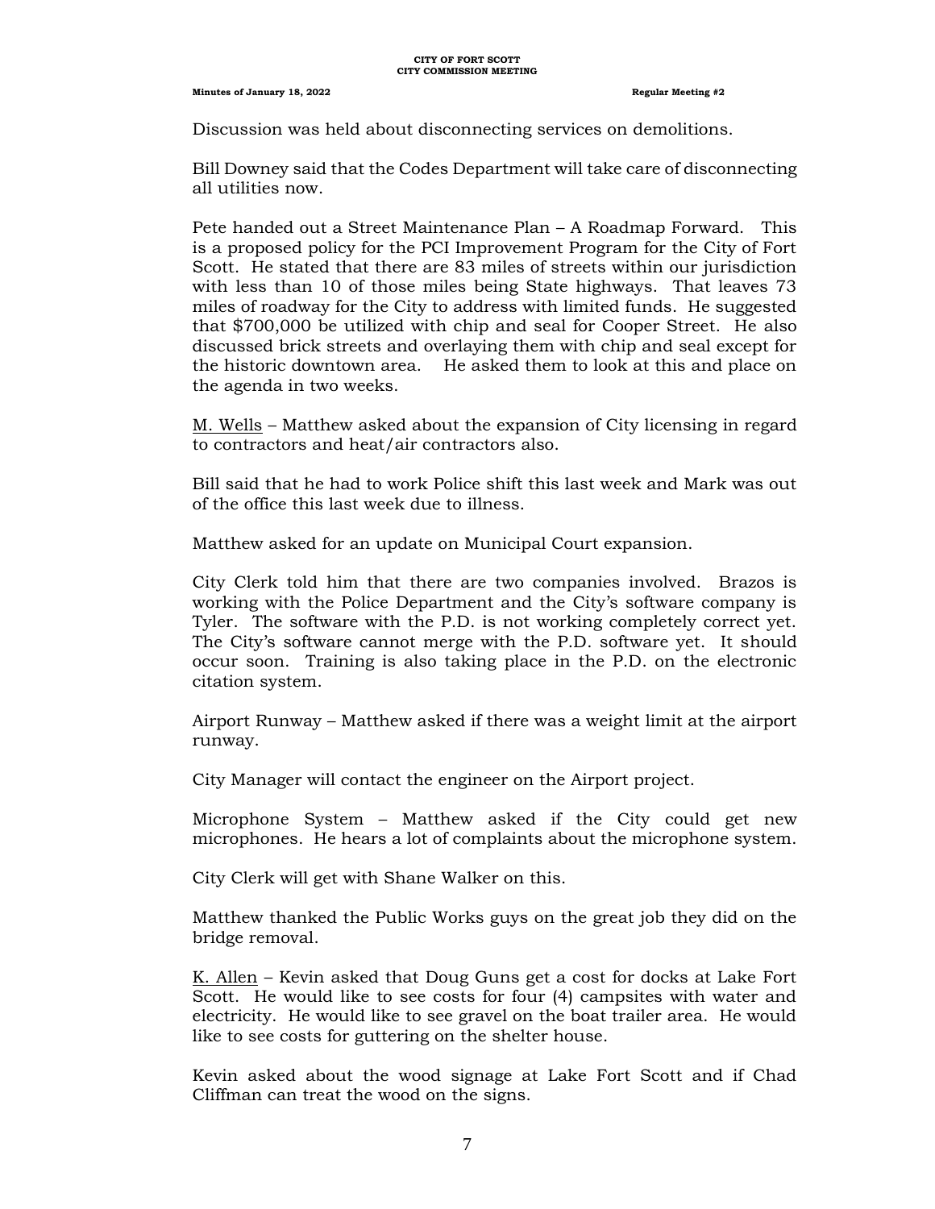Discussion was held about disconnecting services on demolitions.

Bill Downey said that the Codes Department will take care of disconnecting all utilities now.

Pete handed out a Street Maintenance Plan – A Roadmap Forward. This is a proposed policy for the PCI Improvement Program for the City of Fort Scott. He stated that there are 83 miles of streets within our jurisdiction with less than 10 of those miles being State highways. That leaves 73 miles of roadway for the City to address with limited funds. He suggested that $700,000 be utilized with chip and seal for Cooper Street. He also discussed brick streets and overlaying them with chip and seal except for the historic downtown area. He asked them to look at this and place on the agenda in two weeks.

<u>M. Wells</u> – Matthew asked about the expansion of City licensing in regard to contractors and heat/air contractors also.

Bill said that he had to work Police shift this last week and Mark was out of the office this last week due to illness.

Matthew asked for an update on Municipal Court expansion.

City Clerk told him that there are two companies involved. Brazos is working with the Police Department and the City's software company is Tyler. The software with the P.D. is not working completely correct yet. The City's software cannot merge with the P.D. software yet. It should occur soon. Training is also taking place in the P.D. on the electronic citation system.

Airport Runway – Matthew asked if there was a weight limit at the airport runway.

City Manager will contact the engineer on the Airport project.

Microphone System – Matthew asked if the City could get new microphones. He hears a lot of complaints about the microphone system.

City Clerk will get with Shane Walker on this.

Matthew thanked the Public Works guys on the great job they did on the bridge removal.

<u>K. Allen</u> – Kevin asked that Doug Guns get a cost for docks at Lake Fort Scott. He would like to see costs for four (4) campsites with water and electricity. He would like to see gravel on the boat trailer area. He would like to see costs for guttering on the shelter house.

Kevin asked about the wood signage at Lake Fort Scott and if Chad Cliffman can treat the wood on the signs.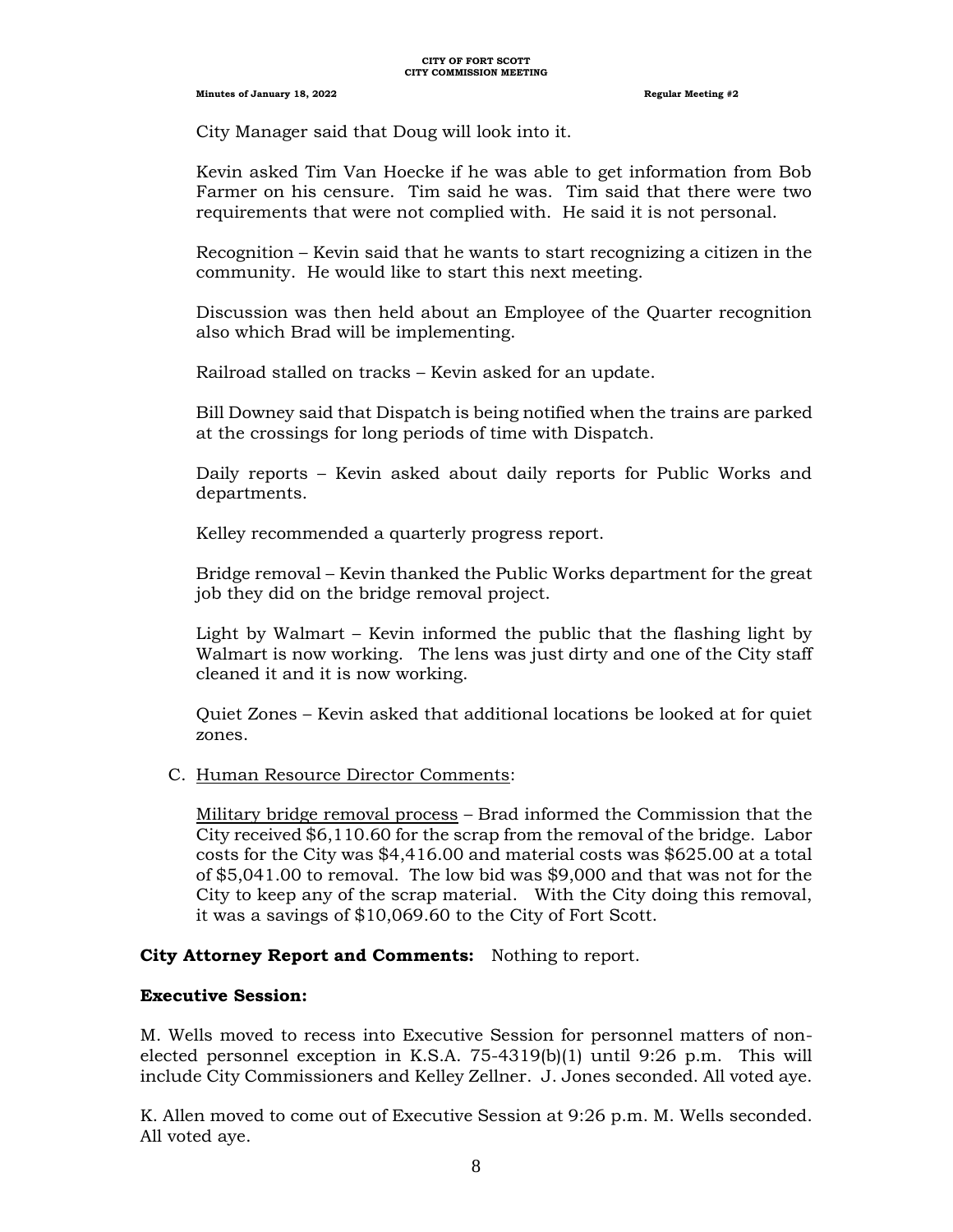City Manager said that Doug will look into it.

Kevin asked Tim Van Hoecke if he was able to get information from Bob Farmer on his censure. Tim said he was. Tim said that there were two requirements that were not complied with. He said it is not personal.

Recognition – Kevin said that he wants to start recognizing a citizen in the community. He would like to start this next meeting.

Discussion was then held about an Employee of the Quarter recognition also which Brad will be implementing.

Railroad stalled on tracks – Kevin asked for an update.

Bill Downey said that Dispatch is being notified when the trains are parked at the crossings for long periods of time with Dispatch.

Daily reports – Kevin asked about daily reports for Public Works and departments.

Kelley recommended a quarterly progress report.

Bridge removal – Kevin thanked the Public Works department for the great job they did on the bridge removal project.

Light by Walmart – Kevin informed the public that the flashing light by Walmart is now working. The lens was just dirty and one of the City staff cleaned it and it is now working.

Quiet Zones – Kevin asked that additional locations be looked at for quiet zones.

C. Human Resource Director Comments:

Military bridge removal process – Brad informed the Commission that the City received $6,110.60 for the scrap from the removal of the bridge. Labor costs for the City was $4,416.00 and material costs was $625.00 at a total of $5,041.00 to removal. The low bid was $9,000 and that was not for the City to keep any of the scrap material. With the City doing this removal, it was a savings of $10,069.60 to the City of Fort Scott.

**City Attorney Report and Comments:** Nothing to report.

**Executive Session:**

M. Wells moved to recess into Executive Session for personnel matters of non-elected personnel exception in K.S.A. 75-4319(b)(1) until 9:26 p.m. This will include City Commissioners and Kelley Zellner. J. Jones seconded. All voted aye.

K. Allen moved to come out of Executive Session at 9:26 p.m. M. Wells seconded. All voted aye.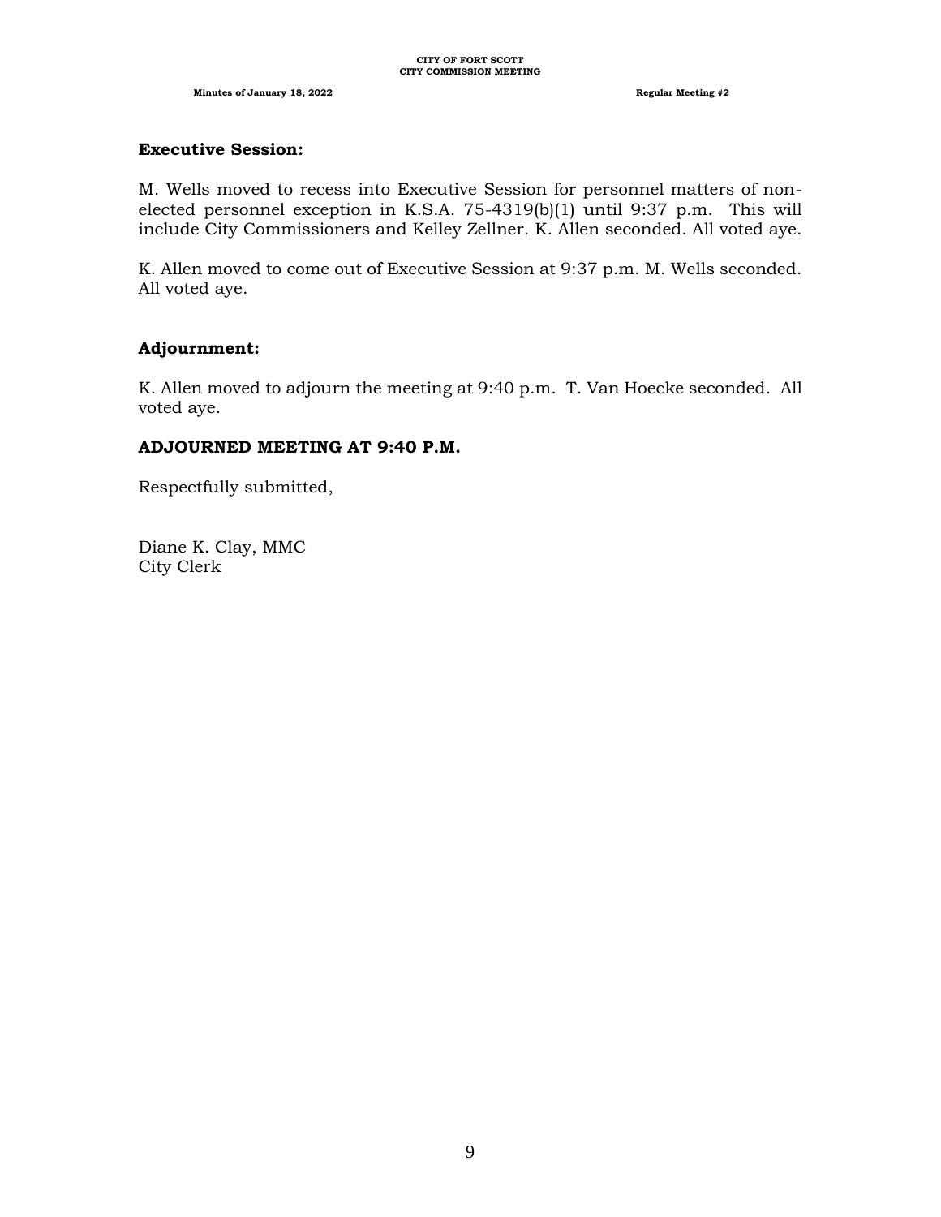### Executive Session:

M. Wells moved to recess into Executive Session for personnel matters of non-elected personnel exception in K.S.A. 75-4319(b)(1) until 9:37 p.m. This will include City Commissioners and Kelley Zellner. K. Allen seconded. All voted aye.

K. Allen moved to come out of Executive Session at 9:37 p.m. M. Wells seconded. All voted aye.

### Adjournment:

K. Allen moved to adjourn the meeting at 9:40 p.m. T. Van Hoecke seconded. All voted aye.

**ADJOURNED MEETING AT 9:40 P.M.**

Respectfully submitted,

Diane K. Clay, MMC
City Clerk